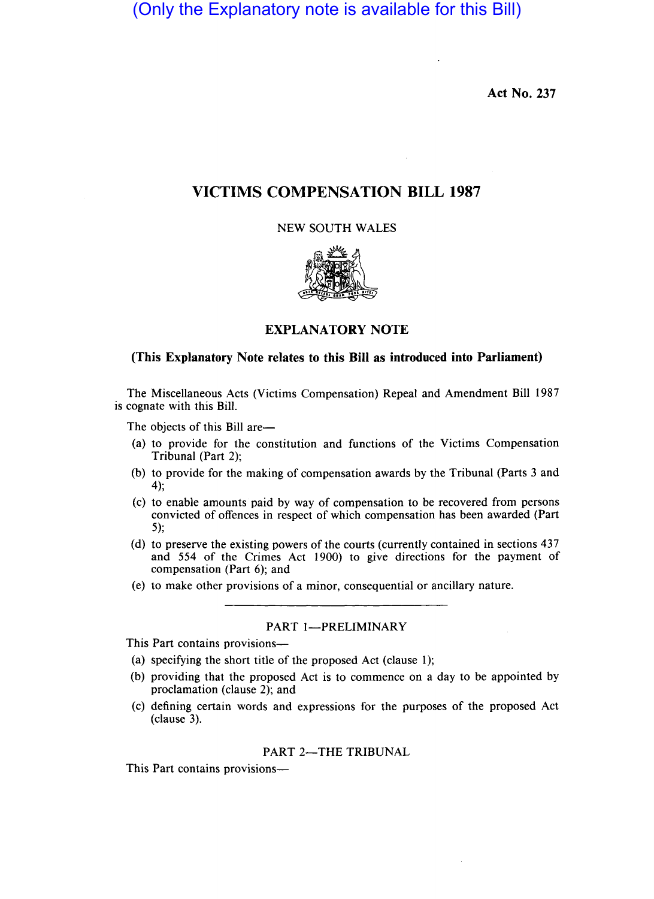(Only the Explanatory note is available for this Bill)

Act No. 237

# VICTIMS COMPENSATION BILL 1987

NEW SOUTH WALES

## EXPLANATORY NOTE

**(This Explanatory Note relates to this Bill as introduced into Parliament)**

The Miscellaneous Acts (Victims Compensation) Repeal and Amendment Bill 1987 is cognate with this Bill.

The objects of this Bill are—

(a) to provide for the constitution and functions of the Victims Compensation Tribunal (Part 2);

(b) to provide for the making of compensation awards by the Tribunal (Parts 3 and 4);

(c) to enable amounts paid by way of compensation to be recovered from persons convicted of offences in respect of which compensation has been awarded (Part 5);

(d) to preserve the existing powers of the courts (currently contained in sections 437 and 554 of the Crimes Act 1900) to give directions for the payment of compensation (Part 6); and

(e) to make other provisions of a minor, consequential or ancillary nature.

### PART 1—PRELIMINARY

This Part contains provisions—

(a) specifying the short title of the proposed Act (clause 1);

(b) providing that the proposed Act is to commence on a day to be appointed by proclamation (clause 2); and

(c) defining certain words and expressions for the purposes of the proposed Act (clause 3).

### PART 2—THE TRIBUNAL

This Part contains provisions—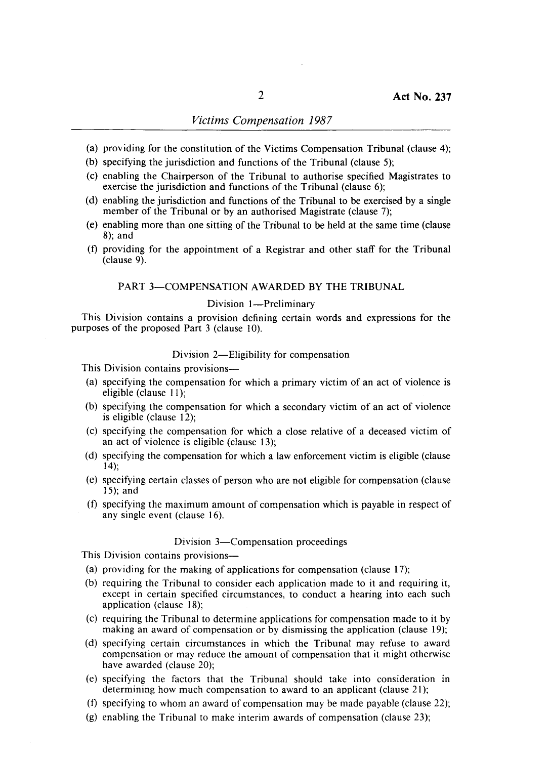(a) providing for the constitution of the Victims Compensation Tribunal (clause 4);
(b) specifying the jurisdiction and functions of the Tribunal (clause 5);
(c) enabling the Chairperson of the Tribunal to authorise specified Magistrates to exercise the jurisdiction and functions of the Tribunal (clause 6);
(d) enabling the jurisdiction and functions of the Tribunal to be exercised by a single member of the Tribunal or by an authorised Magistrate (clause 7);
(e) enabling more than one sitting of the Tribunal to be held at the same time (clause 8); and
(f) providing for the appointment of a Registrar and other staff for the Tribunal (clause 9).

## PART 3—COMPENSATION AWARDED BY THE TRIBUNAL

### Division 1—Preliminary

This Division contains a provision defining certain words and expressions for the purposes of the proposed Part 3 (clause 10).

### Division 2—Eligibility for compensation

This Division contains provisions—

(a) specifying the compensation for which a primary victim of an act of violence is eligible (clause 11);
(b) specifying the compensation for which a secondary victim of an act of violence is eligible (clause 12);
(c) specifying the compensation for which a close relative of a deceased victim of an act of violence is eligible (clause 13);
(d) specifying the compensation for which a law enforcement victim is eligible (clause 14);
(e) specifying certain classes of person who are not eligible for compensation (clause 15); and
(f) specifying the maximum amount of compensation which is payable in respect of any single event (clause 16).

### Division 3—Compensation proceedings

This Division contains provisions—

(a) providing for the making of applications for compensation (clause 17);
(b) requiring the Tribunal to consider each application made to it and requiring it, except in certain specified circumstances, to conduct a hearing into each such application (clause 18);
(c) requiring the Tribunal to determine applications for compensation made to it by making an award of compensation or by dismissing the application (clause 19);
(d) specifying certain circumstances in which the Tribunal may refuse to award compensation or may reduce the amount of compensation that it might otherwise have awarded (clause 20);
(e) specifying the factors that the Tribunal should take into consideration in determining how much compensation to award to an applicant (clause 21);
(f) specifying to whom an award of compensation may be made payable (clause 22);
(g) enabling the Tribunal to make interim awards of compensation (clause 23);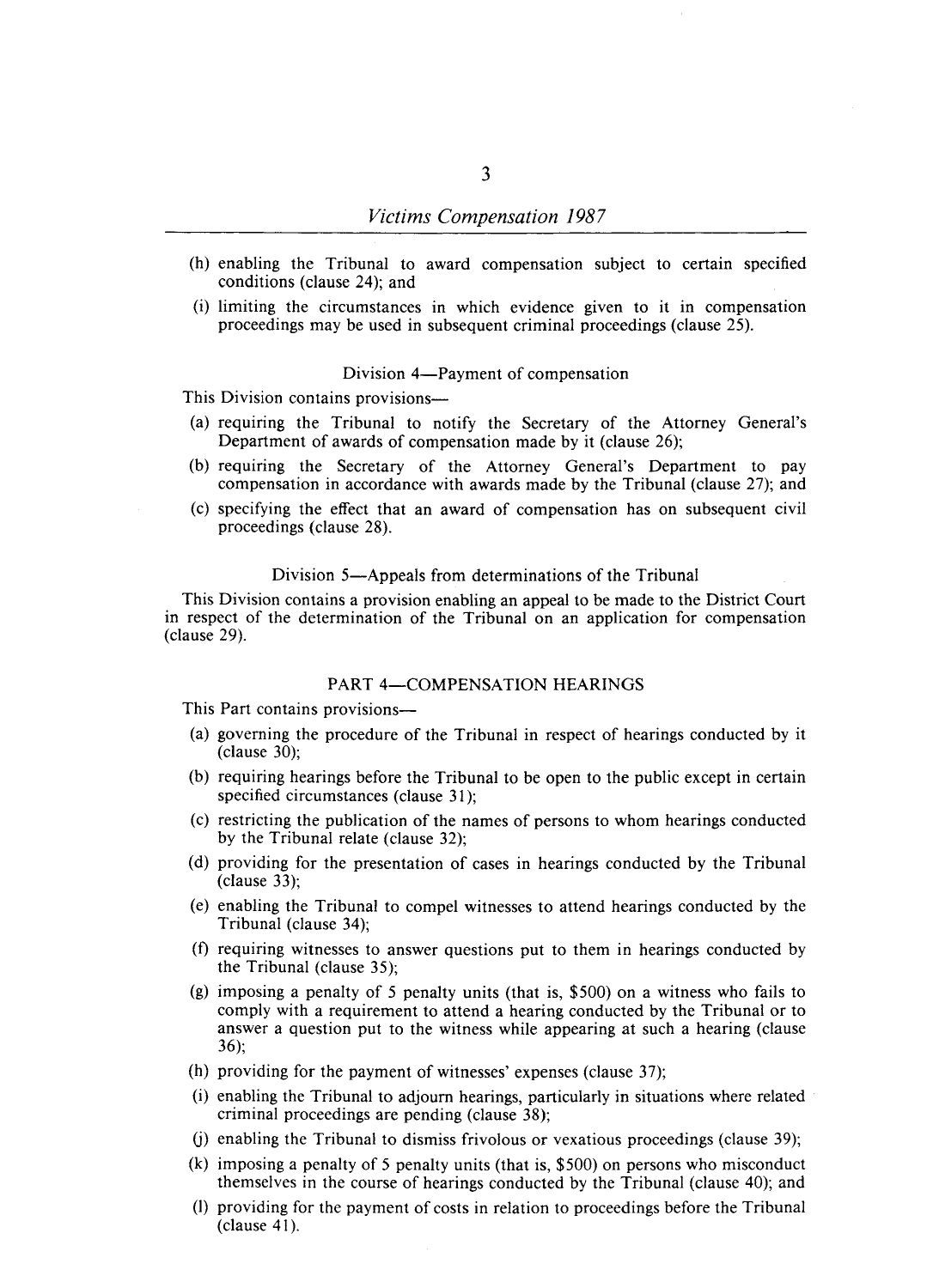(h) enabling the Tribunal to award compensation subject to certain specified conditions (clause 24); and

(i) limiting the circumstances in which evidence given to it in compensation proceedings may be used in subsequent criminal proceedings (clause 25).

### Division 4—Payment of compensation

This Division contains provisions—

(a) requiring the Tribunal to notify the Secretary of the Attorney General's Department of awards of compensation made by it (clause 26);

(b) requiring the Secretary of the Attorney General's Department to pay compensation in accordance with awards made by the Tribunal (clause 27); and

(c) specifying the effect that an award of compensation has on subsequent civil proceedings (clause 28).

### Division 5—Appeals from determinations of the Tribunal

This Division contains a provision enabling an appeal to be made to the District Court in respect of the determination of the Tribunal on an application for compensation (clause 29).

## PART 4—COMPENSATION HEARINGS

This Part contains provisions—

(a) governing the procedure of the Tribunal in respect of hearings conducted by it (clause 30);

(b) requiring hearings before the Tribunal to be open to the public except in certain specified circumstances (clause 31);

(c) restricting the publication of the names of persons to whom hearings conducted by the Tribunal relate (clause 32);

(d) providing for the presentation of cases in hearings conducted by the Tribunal (clause 33);

(e) enabling the Tribunal to compel witnesses to attend hearings conducted by the Tribunal (clause 34);

(f) requiring witnesses to answer questions put to them in hearings conducted by the Tribunal (clause 35);

(g) imposing a penalty of 5 penalty units (that is, $500) on a witness who fails to comply with a requirement to attend a hearing conducted by the Tribunal or to answer a question put to the witness while appearing at such a hearing (clause 36);

(h) providing for the payment of witnesses' expenses (clause 37);

(i) enabling the Tribunal to adjourn hearings, particularly in situations where related criminal proceedings are pending (clause 38);

(j) enabling the Tribunal to dismiss frivolous or vexatious proceedings (clause 39);

(k) imposing a penalty of 5 penalty units (that is, $500) on persons who misconduct themselves in the course of hearings conducted by the Tribunal (clause 40); and

(l) providing for the payment of costs in relation to proceedings before the Tribunal (clause 41).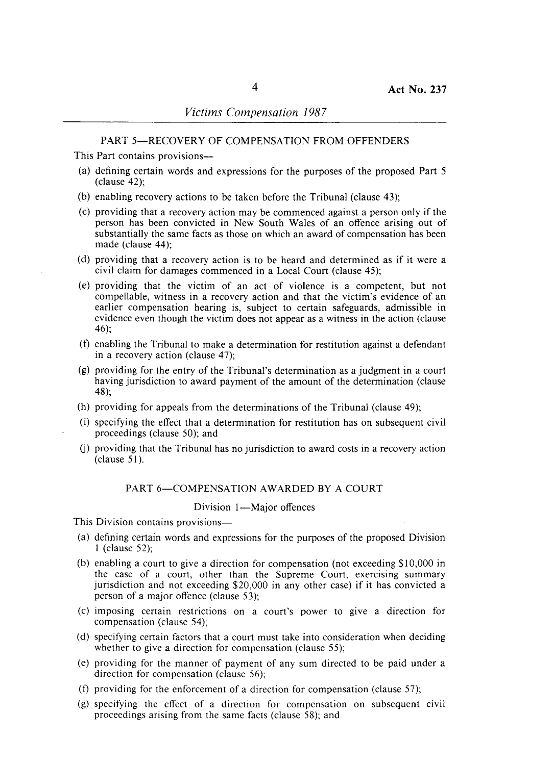## PART 5—RECOVERY OF COMPENSATION FROM OFFENDERS

This Part contains provisions—

(a) defining certain words and expressions for the purposes of the proposed Part 5 (clause 42);

(b) enabling recovery actions to be taken before the Tribunal (clause 43);

(c) providing that a recovery action may be commenced against a person only if the person has been convicted in New South Wales of an offence arising out of substantially the same facts as those on which an award of compensation has been made (clause 44);

(d) providing that a recovery action is to be heard and determined as if it were a civil claim for damages commenced in a Local Court (clause 45);

(e) providing that the victim of an act of violence is a competent, but not compellable, witness in a recovery action and that the victim's evidence of an earlier compensation hearing is, subject to certain safeguards, admissible in evidence even though the victim does not appear as a witness in the action (clause 46);

(f) enabling the Tribunal to make a determination for restitution against a defendant in a recovery action (clause 47);

(g) providing for the entry of the Tribunal's determination as a judgment in a court having jurisdiction to award payment of the amount of the determination (clause 48);

(h) providing for appeals from the determinations of the Tribunal (clause 49);

(i) specifying the effect that a determination for restitution has on subsequent civil proceedings (clause 50); and

(j) providing that the Tribunal has no jurisdiction to award costs in a recovery action (clause 51).

## PART 6—COMPENSATION AWARDED BY A COURT

### Division 1—Major offences

This Division contains provisions—

(a) defining certain words and expressions for the purposes of the proposed Division 1 (clause 52);

(b) enabling a court to give a direction for compensation (not exceeding $10,000 in the case of a court, other than the Supreme Court, exercising summary jurisdiction and not exceeding $20,000 in any other case) if it has convicted a person of a major offence (clause 53);

(c) imposing certain restrictions on a court's power to give a direction for compensation (clause 54);

(d) specifying certain factors that a court must take into consideration when deciding whether to give a direction for compensation (clause 55);

(e) providing for the manner of payment of any sum directed to be paid under a direction for compensation (clause 56);

(f) providing for the enforcement of a direction for compensation (clause 57);

(g) specifying the effect of a direction for compensation on subsequent civil proceedings arising from the same facts (clause 58); and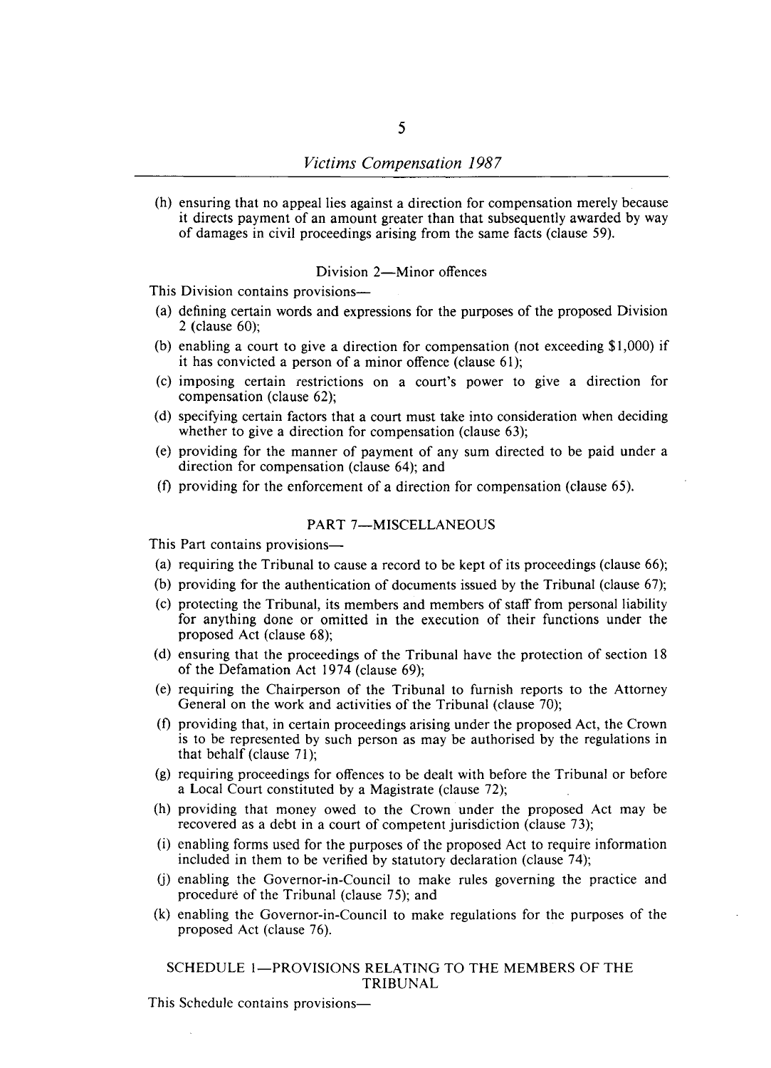(h) ensuring that no appeal lies against a direction for compensation merely because it directs payment of an amount greater than that subsequently awarded by way of damages in civil proceedings arising from the same facts (clause 59).

### Division 2—Minor offences

This Division contains provisions—

(a) defining certain words and expressions for the purposes of the proposed Division 2 (clause 60);

(b) enabling a court to give a direction for compensation (not exceeding $1,000) if it has convicted a person of a minor offence (clause 61);

(c) imposing certain restrictions on a court's power to give a direction for compensation (clause 62);

(d) specifying certain factors that a court must take into consideration when deciding whether to give a direction for compensation (clause 63);

(e) providing for the manner of payment of any sum directed to be paid under a direction for compensation (clause 64); and

(f) providing for the enforcement of a direction for compensation (clause 65).

## PART 7—MISCELLANEOUS

This Part contains provisions—

(a) requiring the Tribunal to cause a record to be kept of its proceedings (clause 66);

(b) providing for the authentication of documents issued by the Tribunal (clause 67);

(c) protecting the Tribunal, its members and members of staff from personal liability for anything done or omitted in the execution of their functions under the proposed Act (clause 68);

(d) ensuring that the proceedings of the Tribunal have the protection of section 18 of the Defamation Act 1974 (clause 69);

(e) requiring the Chairperson of the Tribunal to furnish reports to the Attorney General on the work and activities of the Tribunal (clause 70);

(f) providing that, in certain proceedings arising under the proposed Act, the Crown is to be represented by such person as may be authorised by the regulations in that behalf (clause 71);

(g) requiring proceedings for offences to be dealt with before the Tribunal or before a Local Court constituted by a Magistrate (clause 72);

(h) providing that money owed to the Crown under the proposed Act may be recovered as a debt in a court of competent jurisdiction (clause 73);

(i) enabling forms used for the purposes of the proposed Act to require information included in them to be verified by statutory declaration (clause 74);

(j) enabling the Governor-in-Council to make rules governing the practice and procedure of the Tribunal (clause 75); and

(k) enabling the Governor-in-Council to make regulations for the purposes of the proposed Act (clause 76).

## SCHEDULE 1—PROVISIONS RELATING TO THE MEMBERS OF THE TRIBUNAL

This Schedule contains provisions—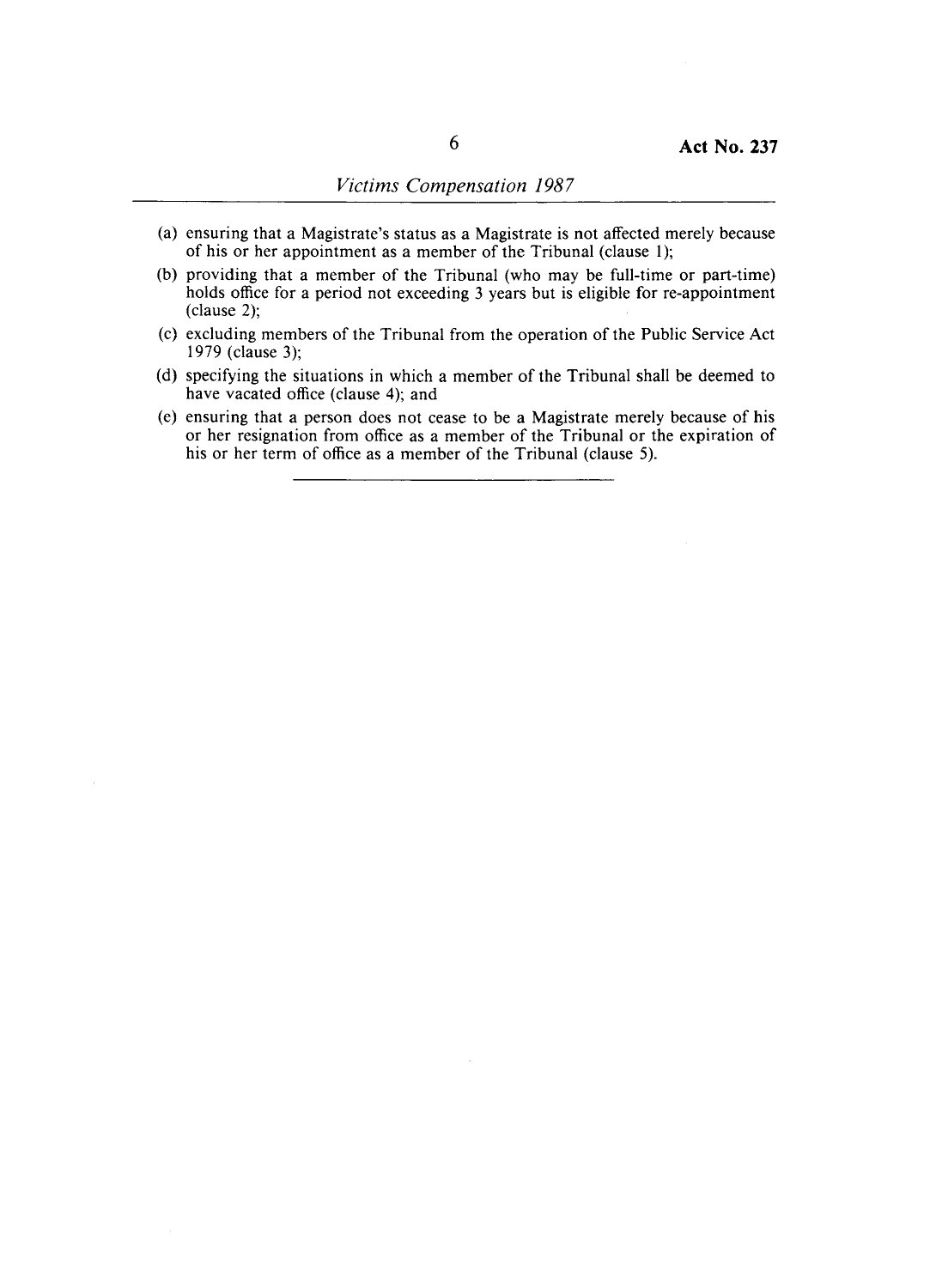(a) ensuring that a Magistrate's status as a Magistrate is not affected merely because of his or her appointment as a member of the Tribunal (clause 1);

(b) providing that a member of the Tribunal (who may be full-time or part-time) holds office for a period not exceeding 3 years but is eligible for re-appointment (clause 2);

(c) excluding members of the Tribunal from the operation of the Public Service Act 1979 (clause 3);

(d) specifying the situations in which a member of the Tribunal shall be deemed to have vacated office (clause 4); and

(e) ensuring that a person does not cease to be a Magistrate merely because of his or her resignation from office as a member of the Tribunal or the expiration of his or her term of office as a member of the Tribunal (clause 5).